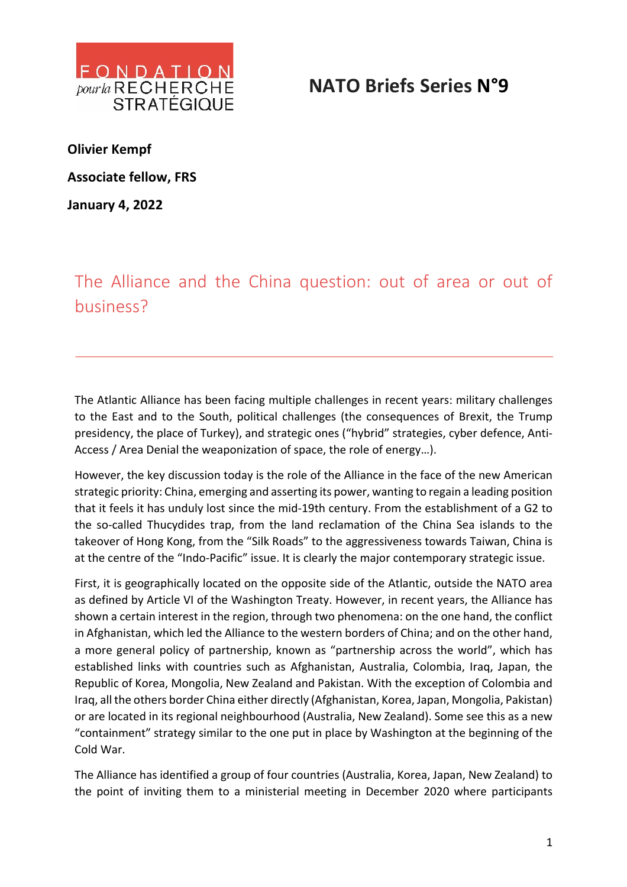FONDATION pour la RECHERCHE STRATÉGIQUE

# NATO Briefs Series N°9

**Olivier Kempf**

**Associate fellow, FRS**

**January 4, 2022**

## The Alliance and the China question: out of area or out of business?

The Atlantic Alliance has been facing multiple challenges in recent years: military challenges to the East and to the South, political challenges (the consequences of Brexit, the Trump presidency, the place of Turkey), and strategic ones ("hybrid" strategies, cyber defence, Anti-Access / Area Denial the weaponization of space, the role of energy…).

However, the key discussion today is the role of the Alliance in the face of the new American strategic priority: China, emerging and asserting its power, wanting to regain a leading position that it feels it has unduly lost since the mid-19th century. From the establishment of a G2 to the so-called Thucydides trap, from the land reclamation of the China Sea islands to the takeover of Hong Kong, from the "Silk Roads" to the aggressiveness towards Taiwan, China is at the centre of the "Indo-Pacific" issue. It is clearly the major contemporary strategic issue.

First, it is geographically located on the opposite side of the Atlantic, outside the NATO area as defined by Article VI of the Washington Treaty. However, in recent years, the Alliance has shown a certain interest in the region, through two phenomena: on the one hand, the conflict in Afghanistan, which led the Alliance to the western borders of China; and on the other hand, a more general policy of partnership, known as "partnership across the world", which has established links with countries such as Afghanistan, Australia, Colombia, Iraq, Japan, the Republic of Korea, Mongolia, New Zealand and Pakistan. With the exception of Colombia and Iraq, all the others border China either directly (Afghanistan, Korea, Japan, Mongolia, Pakistan) or are located in its regional neighbourhood (Australia, New Zealand). Some see this as a new "containment" strategy similar to the one put in place by Washington at the beginning of the Cold War.

The Alliance has identified a group of four countries (Australia, Korea, Japan, New Zealand) to the point of inviting them to a ministerial meeting in December 2020 where participants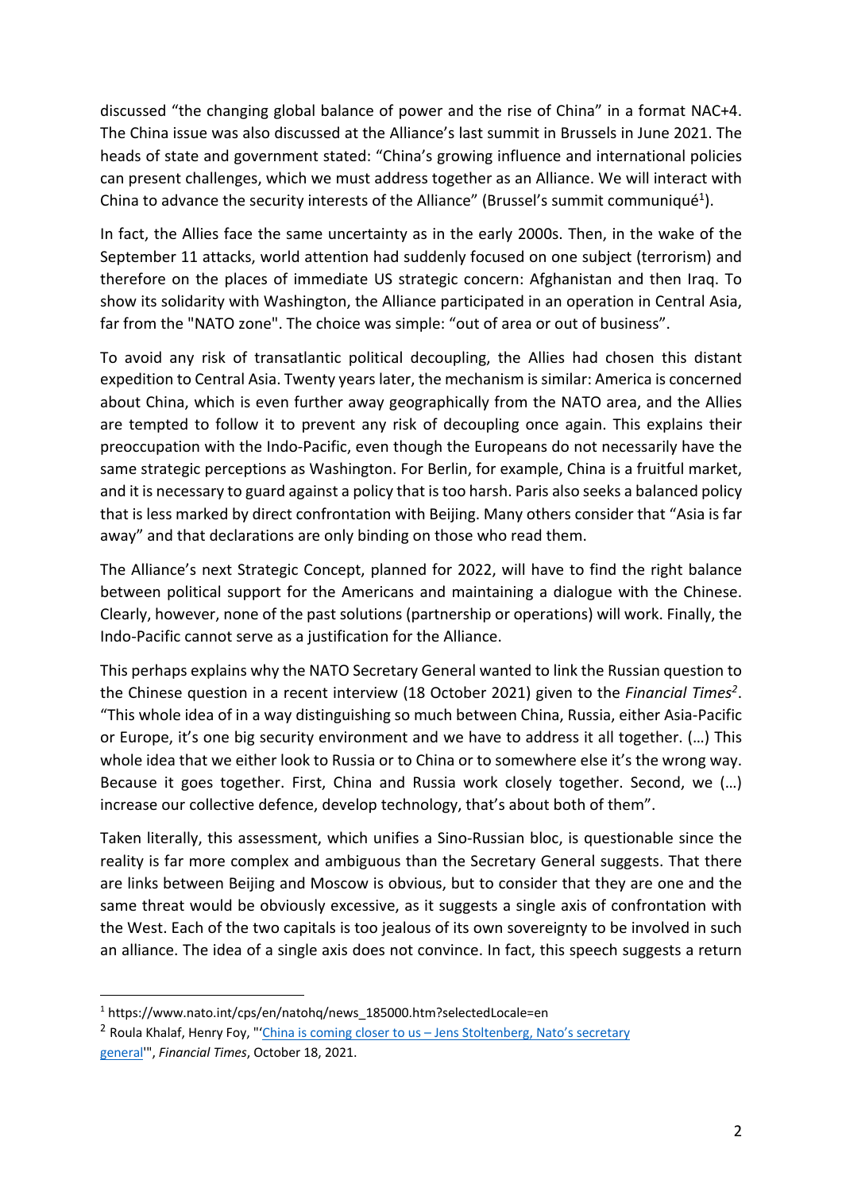discussed "the changing global balance of power and the rise of China" in a format NAC+4. The China issue was also discussed at the Alliance's last summit in Brussels in June 2021. The heads of state and government stated: "China's growing influence and international policies can present challenges, which we must address together as an Alliance. We will interact with China to advance the security interests of the Alliance" (Brussel's summit communiqué[1]).

In fact, the Allies face the same uncertainty as in the early 2000s. Then, in the wake of the September 11 attacks, world attention had suddenly focused on one subject (terrorism) and therefore on the places of immediate US strategic concern: Afghanistan and then Iraq. To show its solidarity with Washington, the Alliance participated in an operation in Central Asia, far from the "NATO zone". The choice was simple: "out of area or out of business".

To avoid any risk of transatlantic political decoupling, the Allies had chosen this distant expedition to Central Asia. Twenty years later, the mechanism is similar: America is concerned about China, which is even further away geographically from the NATO area, and the Allies are tempted to follow it to prevent any risk of decoupling once again. This explains their preoccupation with the Indo-Pacific, even though the Europeans do not necessarily have the same strategic perceptions as Washington. For Berlin, for example, China is a fruitful market, and it is necessary to guard against a policy that is too harsh. Paris also seeks a balanced policy that is less marked by direct confrontation with Beijing. Many others consider that "Asia is far away" and that declarations are only binding on those who read them.

The Alliance's next Strategic Concept, planned for 2022, will have to find the right balance between political support for the Americans and maintaining a dialogue with the Chinese. Clearly, however, none of the past solutions (partnership or operations) will work. Finally, the Indo-Pacific cannot serve as a justification for the Alliance.

This perhaps explains why the NATO Secretary General wanted to link the Russian question to the Chinese question in a recent interview (18 October 2021) given to the *Financial Times*[2]. "This whole idea of in a way distinguishing so much between China, Russia, either Asia-Pacific or Europe, it's one big security environment and we have to address it all together. (…) This whole idea that we either look to Russia or to China or to somewhere else it's the wrong way. Because it goes together. First, China and Russia work closely together. Second, we (…) increase our collective defence, develop technology, that's about both of them".

Taken literally, this assessment, which unifies a Sino-Russian bloc, is questionable since the reality is far more complex and ambiguous than the Secretary General suggests. That there are links between Beijing and Moscow is obvious, but to consider that they are one and the same threat would be obviously excessive, as it suggests a single axis of confrontation with the West. Each of the two capitals is too jealous of its own sovereignty to be involved in such an alliance. The idea of a single axis does not convince. In fact, this speech suggests a return

---

[1] https://www.nato.int/cps/en/natohq/news_185000.htm?selectedLocale=en

[2] Roula Khalaf, Henry Foy, "'China is coming closer to us – Jens Stoltenberg, Nato's secretary general'", *Financial Times*, October 18, 2021.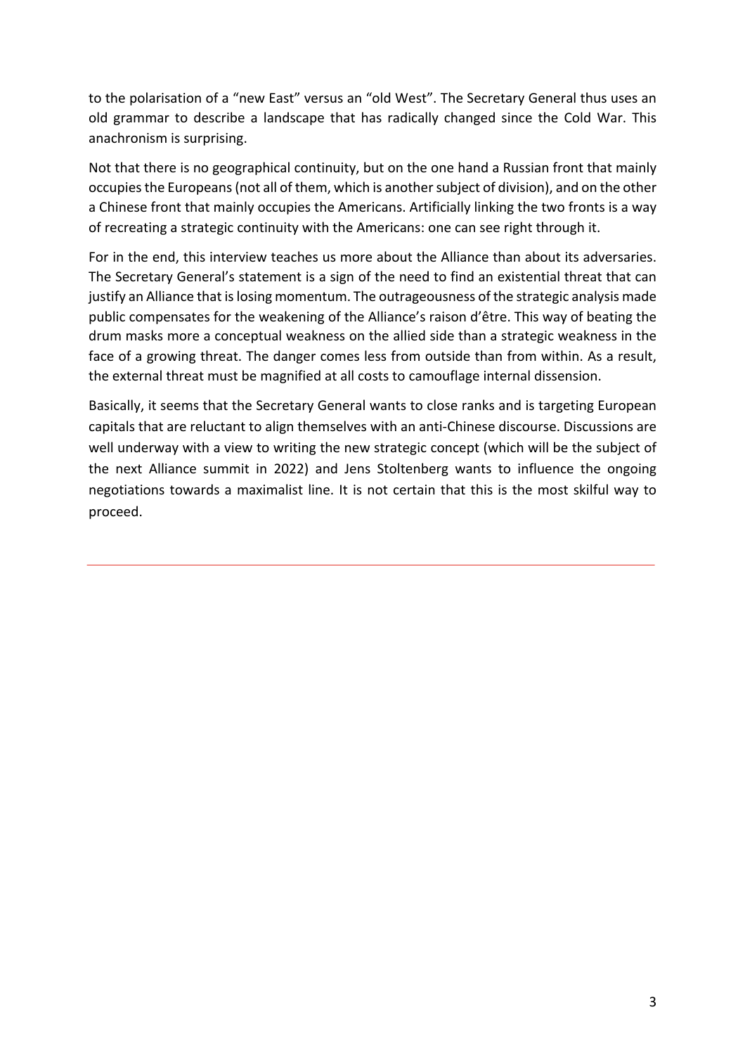to the polarisation of a "new East" versus an "old West". The Secretary General thus uses an old grammar to describe a landscape that has radically changed since the Cold War. This anachronism is surprising.

Not that there is no geographical continuity, but on the one hand a Russian front that mainly occupies the Europeans (not all of them, which is another subject of division), and on the other a Chinese front that mainly occupies the Americans. Artificially linking the two fronts is a way of recreating a strategic continuity with the Americans: one can see right through it.

For in the end, this interview teaches us more about the Alliance than about its adversaries. The Secretary General's statement is a sign of the need to find an existential threat that can justify an Alliance that is losing momentum. The outrageousness of the strategic analysis made public compensates for the weakening of the Alliance's raison d'être. This way of beating the drum masks more a conceptual weakness on the allied side than a strategic weakness in the face of a growing threat. The danger comes less from outside than from within. As a result, the external threat must be magnified at all costs to camouflage internal dissension.

Basically, it seems that the Secretary General wants to close ranks and is targeting European capitals that are reluctant to align themselves with an anti-Chinese discourse. Discussions are well underway with a view to writing the new strategic concept (which will be the subject of the next Alliance summit in 2022) and Jens Stoltenberg wants to influence the ongoing negotiations towards a maximalist line. It is not certain that this is the most skilful way to proceed.

---